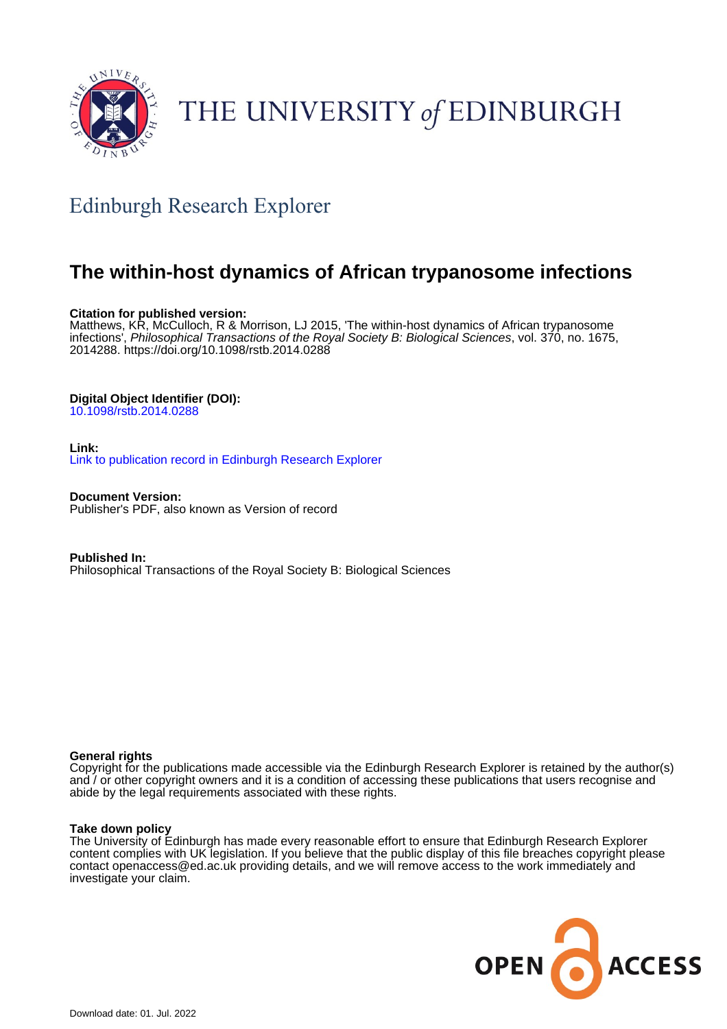THE UNIVERSITY *of* EDINBURGH

## Edinburgh Research Explorer

# The within-host dynamics of African trypanosome infections

**Citation for published version:**
Matthews, KR, McCulloch, R & Morrison, LJ 2015, 'The within-host dynamics of African trypanosome infections', *Philosophical Transactions of the Royal Society B: Biological Sciences*, vol. 370, no. 1675, 2014288. https://doi.org/10.1098/rstb.2014.0288

**Digital Object Identifier (DOI):**
10.1098/rstb.2014.0288

**Link:**
Link to publication record in Edinburgh Research Explorer

**Document Version:**
Publisher's PDF, also known as Version of record

**Published In:**
Philosophical Transactions of the Royal Society B: Biological Sciences

**General rights**
Copyright for the publications made accessible via the Edinburgh Research Explorer is retained by the author(s) and / or other copyright owners and it is a condition of accessing these publications that users recognise and abide by the legal requirements associated with these rights.

**Take down policy**
The University of Edinburgh has made every reasonable effort to ensure that Edinburgh Research Explorer content complies with UK legislation. If you believe that the public display of this file breaches copyright please contact openaccess@ed.ac.uk providing details, and we will remove access to the work immediately and investigate your claim.

OPEN ACCESS

Download date: 01. Jul. 2022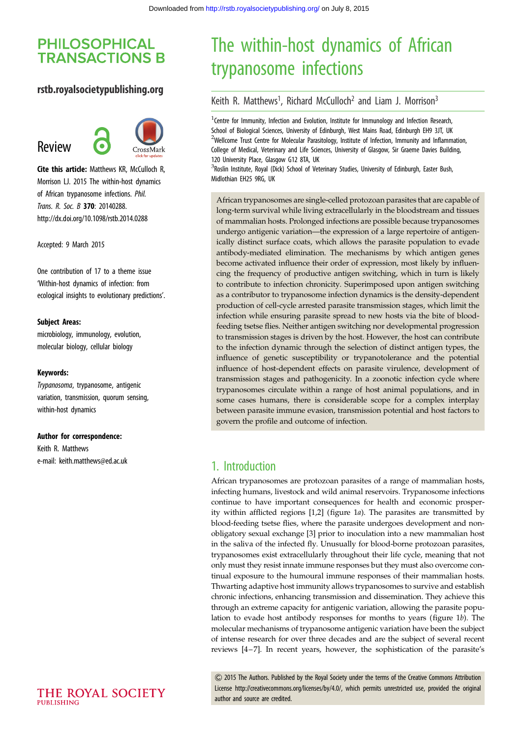# The within-host dynamics of African trypanosome infections

Keith R. Matthews[1], Richard McCulloch[2] and Liam J. Morrison[3]

[1]Centre for Immunity, Infection and Evolution, Institute for Immunology and Infection Research, School of Biological Sciences, University of Edinburgh, West Mains Road, Edinburgh EH9 3JT, UK
[2]Wellcome Trust Centre for Molecular Parasitology, Institute of Infection, Immunity and Inflammation, College of Medical, Veterinary and Life Sciences, University of Glasgow, Sir Graeme Davies Building, 120 University Place, Glasgow G12 8TA, UK
[3]Roslin Institute, Royal (Dick) School of Veterinary Studies, University of Edinburgh, Easter Bush, Midlothian EH25 9RG, UK

Review

**Cite this article:** Matthews KR, McCulloch R, Morrison LJ. 2015 The within-host dynamics of African trypanosome infections. *Phil. Trans. R. Soc. B* **370**: 20140288.
http://dx.doi.org/10.1098/rstb.2014.0288

Accepted: 9 March 2015

One contribution of 17 to a theme issue 'Within-host dynamics of infection: from ecological insights to evolutionary predictions'.

**Subject Areas:**
microbiology, immunology, evolution, molecular biology, cellular biology

**Keywords:**
*Trypanosoma*, trypanosome, antigenic variation, transmission, quorum sensing, within-host dynamics

**Author for correspondence:**
Keith R. Matthews
e-mail: keith.matthews@ed.ac.uk

African trypanosomes are single-celled protozoan parasites that are capable of long-term survival while living extracellularly in the bloodstream and tissues of mammalian hosts. Prolonged infections are possible because trypanosomes undergo antigenic variation—the expression of a large repertoire of antigenically distinct surface coats, which allows the parasite population to evade antibody-mediated elimination. The mechanisms by which antigen genes become activated influence their order of expression, most likely by influencing the frequency of productive antigen switching, which in turn is likely to contribute to infection chronicity. Superimposed upon antigen switching as a contributor to trypanosome infection dynamics is the density-dependent production of cell-cycle arrested parasite transmission stages, which limit the infection while ensuring parasite spread to new hosts via the bite of blood-feeding tsetse flies. Neither antigen switching nor developmental progression to transmission stages is driven by the host. However, the host can contribute to the infection dynamic through the selection of distinct antigen types, the influence of genetic susceptibility or trypanotolerance and the potential influence of host-dependent effects on parasite virulence, development of transmission stages and pathogenicity. In a zoonotic infection cycle where trypanosomes circulate within a range of host animal populations, and in some cases humans, there is considerable scope for a complex interplay between parasite immune evasion, transmission potential and host factors to govern the profile and outcome of infection.

## 1. Introduction

African trypanosomes are protozoan parasites of a range of mammalian hosts, infecting humans, livestock and wild animal reservoirs. Trypanosome infections continue to have important consequences for health and economic prosperity within afflicted regions [1,2] (figure 1*a*). The parasites are transmitted by blood-feeding tsetse flies, where the parasite undergoes development and non-obligatory sexual exchange [3] prior to inoculation into a new mammalian host in the saliva of the infected fly. Unusually for blood-borne protozoan parasites, trypanosomes exist extracellularly throughout their life cycle, meaning that not only must they resist innate immune responses but they must also overcome continual exposure to the humoural immune responses of their mammalian hosts. Thwarting adaptive host immunity allows trypanosomes to survive and establish chronic infections, enhancing transmission and dissemination. They achieve this through an extreme capacity for antigenic variation, allowing the parasite population to evade host antibody responses for months to years (figure 1*b*). The molecular mechanisms of trypanosome antigenic variation have been the subject of intense research for over three decades and are the subject of several recent reviews [4–7]. In recent years, however, the sophistication of the parasite's

© 2015 The Authors. Published by the Royal Society under the terms of the Creative Commons Attribution License http://creativecommons.org/licenses/by/4.0/, which permits unrestricted use, provided the original author and source are credited.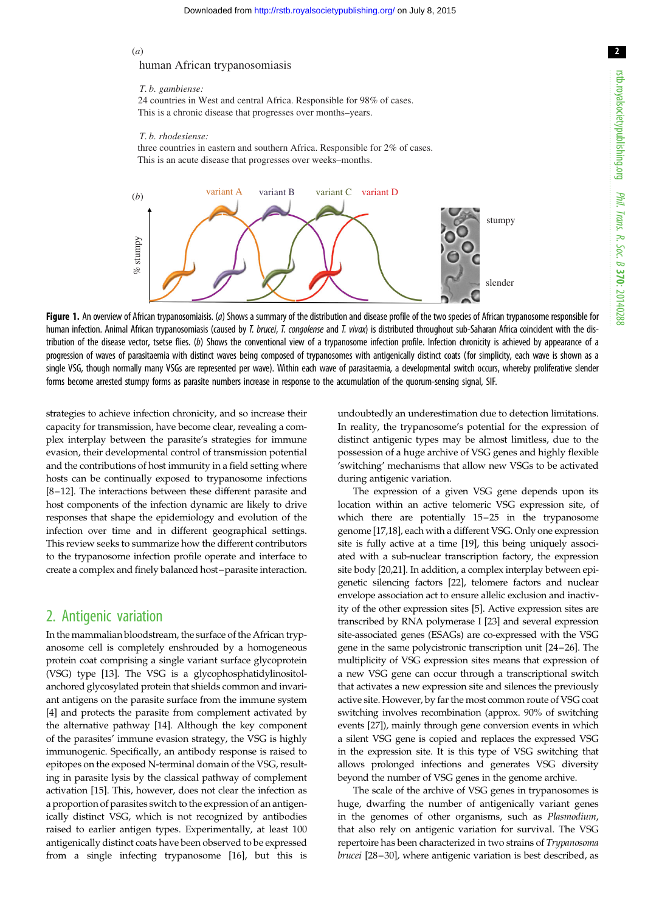(*a*)

human African trypanosomiasis

*T. b. gambiense:*
24 countries in West and central Africa. Responsible for 98% of cases.
This is a chronic disease that progresses over months–years.

*T. b. rhodesiense:*
three countries in eastern and southern Africa. Responsible for 2% of cases.
This is an acute disease that progresses over weeks–months.

(*b*)

variant A   variant B   variant C   variant D

% stumpy

stumpy

slender

**Figure 1.** An overview of African trypanosomiaisis. (*a*) Shows a summary of the distribution and disease profile of the two species of African trypanosome responsible for human infection. Animal African trypanosomiasis (caused by *T. brucei*, *T. congolense* and *T. vivax*) is distributed throughout sub-Saharan Africa coincident with the distribution of the disease vector, tsetse flies. (*b*) Shows the conventional view of a trypanosome infection profile. Infection chronicity is achieved by appearance of a progression of waves of parasitaemia with distinct waves being composed of trypanosomes with antigenically distinct coats (for simplicity, each wave is shown as a single VSG, though normally many VSGs are represented per wave). Within each wave of parasitaemia, a developmental switch occurs, whereby proliferative slender forms become arrested stumpy forms as parasite numbers increase in response to the accumulation of the quorum-sensing signal, SIF.

strategies to achieve infection chronicity, and so increase their capacity for transmission, have become clear, revealing a complex interplay between the parasite's strategies for immune evasion, their developmental control of transmission potential and the contributions of host immunity in a field setting where hosts can be continually exposed to trypanosome infections [8–12]. The interactions between these different parasite and host components of the infection dynamic are likely to drive responses that shape the epidemiology and evolution of the infection over time and in different geographical settings. This review seeks to summarize how the different contributors to the trypanosome infection profile operate and interface to create a complex and finely balanced host–parasite interaction.

## 2. Antigenic variation

In the mammalian bloodstream, the surface of the African trypanosome cell is completely enshrouded by a homogeneous protein coat comprising a single variant surface glycoprotein (VSG) type [13]. The VSG is a glycophosphatidylinositol-anchored glycosylated protein that shields common and invariant antigens on the parasite surface from the immune system [4] and protects the parasite from complement activated by the alternative pathway [14]. Although the key component of the parasites' immune evasion strategy, the VSG is highly immunogenic. Specifically, an antibody response is raised to epitopes on the exposed N-terminal domain of the VSG, resulting in parasite lysis by the classical pathway of complement activation [15]. This, however, does not clear the infection as a proportion of parasites switch to the expression of an antigenically distinct VSG, which is not recognized by antibodies raised to earlier antigen types. Experimentally, at least 100 antigenically distinct coats have been observed to be expressed from a single infecting trypanosome [16], but this is undoubtedly an underestimation due to detection limitations. In reality, the trypanosome's potential for the expression of distinct antigenic types may be almost limitless, due to the possession of a huge archive of VSG genes and highly flexible 'switching' mechanisms that allow new VSGs to be activated during antigenic variation.

The expression of a given VSG gene depends upon its location within an active telomeric VSG expression site, of which there are potentially 15–25 in the trypanosome genome [17,18], each with a different VSG. Only one expression site is fully active at a time [19], this being uniquely associated with a sub-nuclear transcription factory, the expression site body [20,21]. In addition, a complex interplay between epigenetic silencing factors [22], telomere factors and nuclear envelope association act to ensure allelic exclusion and inactivity of the other expression sites [5]. Active expression sites are transcribed by RNA polymerase I [23] and several expression site-associated genes (ESAGs) are co-expressed with the VSG gene in the same polycistronic transcription unit [24–26]. The multiplicity of VSG expression sites means that expression of a new VSG gene can occur through a transcriptional switch that activates a new expression site and silences the previously active site. However, by far the most common route of VSG coat switching involves recombination (approx. 90% of switching events [27]), mainly through gene conversion events in which a silent VSG gene is copied and replaces the expressed VSG in the expression site. It is this type of VSG switching that allows prolonged infections and generates VSG diversity beyond the number of VSG genes in the genome archive.

The scale of the archive of VSG genes in trypanosomes is huge, dwarfing the number of antigenically variant genes in the genomes of other organisms, such as *Plasmodium*, that also rely on antigenic variation for survival. The VSG repertoire has been characterized in two strains of *Trypanosoma brucei* [28–30], where antigenic variation is best described, as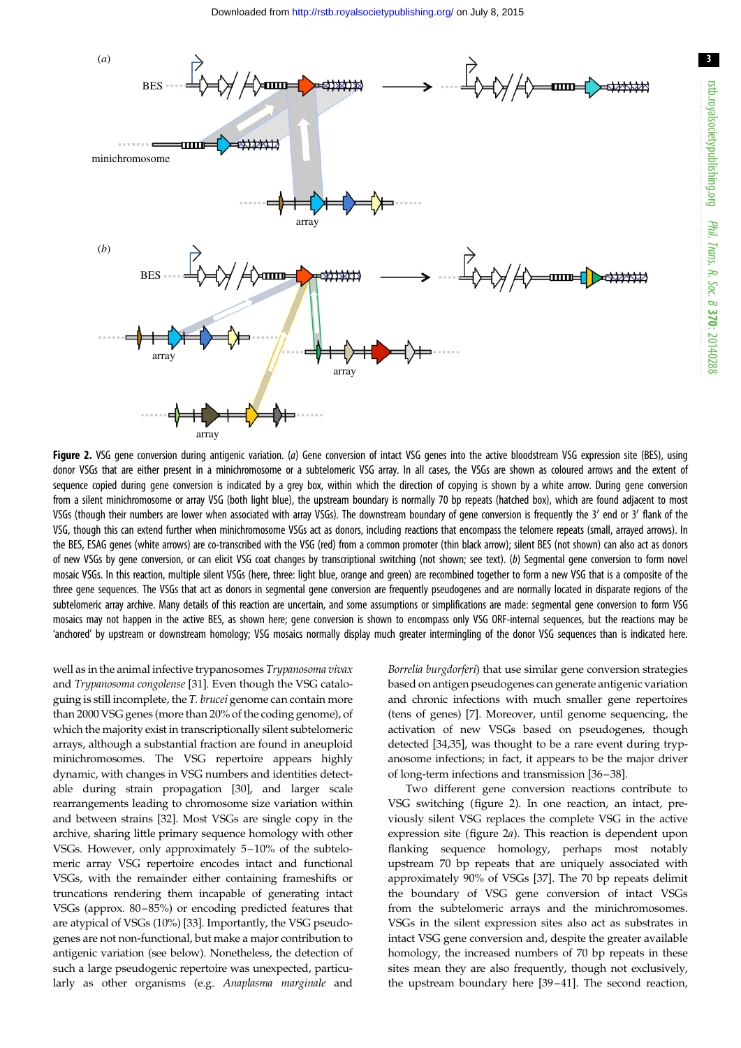**Figure 2.** VSG gene conversion during antigenic variation. (*a*) Gene conversion of intact VSG genes into the active bloodstream VSG expression site (BES), using donor VSGs that are either present in a minichromosome or a subtelomeric VSG array. In all cases, the VSGs are shown as coloured arrows and the extent of sequence copied during gene conversion is indicated by a grey box, within which the direction of copying is shown by a white arrow. During gene conversion from a silent minichromosome or array VSG (both light blue), the upstream boundary is normally 70 bp repeats (hatched box), which are found adjacent to most VSGs (though their numbers are lower when associated with array VSGs). The downstream boundary of gene conversion is frequently the 3′ end or 3′ flank of the VSG, though this can extend further when minichromosome VSGs act as donors, including reactions that encompass the telomere repeats (small, arrayed arrows). In the BES, ESAG genes (white arrows) are co-transcribed with the VSG (red) from a common promoter (thin black arrow); silent BES (not shown) can also act as donors of new VSGs by gene conversion, or can elicit VSG coat changes by transcriptional switching (not shown; see text). (*b*) Segmental gene conversion to form novel mosaic VSGs. In this reaction, multiple silent VSGs (here, three: light blue, orange and green) are recombined together to form a new VSG that is a composite of the three gene sequences. The VSGs that act as donors in segmental gene conversion are frequently pseudogenes and are normally located in disparate regions of the subtelomeric array archive. Many details of this reaction are uncertain, and some assumptions or simplifications are made: segmental gene conversion to form VSG mosaics may not happen in the active BES, as shown here; gene conversion is shown to encompass only VSG ORF-internal sequences, but the reactions may be 'anchored' by upstream or downstream homology; VSG mosaics normally display much greater intermingling of the donor VSG sequences than is indicated here.

well as in the animal infective trypanosomes *Trypanosoma vivax* and *Trypanosoma congolense* [31]. Even though the VSG cataloguing is still incomplete, the *T. brucei* genome can contain more than 2000 VSG genes (more than 20% of the coding genome), of which the majority exist in transcriptionally silent subtelomeric arrays, although a substantial fraction are found in aneuploid minichromosomes. The VSG repertoire appears highly dynamic, with changes in VSG numbers and identities detectable during strain propagation [30], and larger scale rearrangements leading to chromosome size variation within and between strains [32]. Most VSGs are single copy in the archive, sharing little primary sequence homology with other VSGs. However, only approximately 5–10% of the subtelomeric array VSG repertoire encodes intact and functional VSGs, with the remainder either containing frameshifts or truncations rendering them incapable of generating intact VSGs (approx. 80–85%) or encoding predicted features that are atypical of VSGs (10%) [33]. Importantly, the VSG pseudogenes are not non-functional, but make a major contribution to antigenic variation (see below). Nonetheless, the detection of such a large pseudogenic repertoire was unexpected, particularly as other organisms (e.g. *Anaplasma marginale* and *Borrelia burgdorferi*) that use similar gene conversion strategies based on antigen pseudogenes can generate antigenic variation and chronic infections with much smaller gene repertoires (tens of genes) [7]. Moreover, until genome sequencing, the activation of new VSGs based on pseudogenes, though detected [34,35], was thought to be a rare event during trypanosome infections; in fact, it appears to be the major driver of long-term infections and transmission [36–38].

Two different gene conversion reactions contribute to VSG switching (figure 2). In one reaction, an intact, previously silent VSG replaces the complete VSG in the active expression site (figure 2*a*). This reaction is dependent upon flanking sequence homology, perhaps most notably upstream 70 bp repeats that are uniquely associated with approximately 90% of VSGs [37]. The 70 bp repeats delimit the boundary of VSG gene conversion of intact VSGs from the subtelomeric arrays and the minichromosomes. VSGs in the silent expression sites also act as substrates in intact VSG gene conversion and, despite the greater available homology, the increased numbers of 70 bp repeats in these sites mean they are also frequently, though not exclusively, the upstream boundary here [39–41]. The second reaction,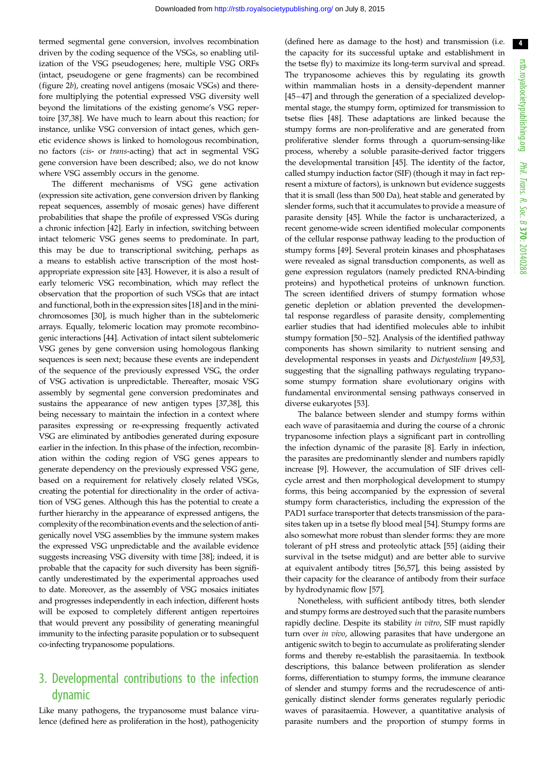termed segmental gene conversion, involves recombination driven by the coding sequence of the VSGs, so enabling utilization of the VSG pseudogenes; here, multiple VSG ORFs (intact, pseudogene or gene fragments) can be recombined (figure 2*b*), creating novel antigens (mosaic VSGs) and therefore multiplying the potential expressed VSG diversity well beyond the limitations of the existing genome's VSG repertoire [37,38]. We have much to learn about this reaction; for instance, unlike VSG conversion of intact genes, which genetic evidence shows is linked to homologous recombination, no factors (*cis*- or *trans*-acting) that act in segmental VSG gene conversion have been described; also, we do not know where VSG assembly occurs in the genome.

The different mechanisms of VSG gene activation (expression site activation, gene conversion driven by flanking repeat sequences, assembly of mosaic genes) have different probabilities that shape the profile of expressed VSGs during a chronic infection [42]. Early in infection, switching between intact telomeric VSG genes seems to predominate. In part, this may be due to transcriptional switching, perhaps as a means to establish active transcription of the most host-appropriate expression site [43]. However, it is also a result of early telomeric VSG recombination, which may reflect the observation that the proportion of such VSGs that are intact and functional, both in the expression sites [18] and in the minichromosomes [30], is much higher than in the subtelomeric arrays. Equally, telomeric location may promote recombinogenic interactions [44]. Activation of intact silent subtelomeric VSG genes by gene conversion using homologous flanking sequences is seen next; because these events are independent of the sequence of the previously expressed VSG, the order of VSG activation is unpredictable. Thereafter, mosaic VSG assembly by segmental gene conversion predominates and sustains the appearance of new antigen types [37,38], this being necessary to maintain the infection in a context where parasites expressing or re-expressing frequently activated VSG are eliminated by antibodies generated during exposure earlier in the infection. In this phase of the infection, recombination within the coding region of VSG genes appears to generate dependency on the previously expressed VSG gene, based on a requirement for relatively closely related VSGs, creating the potential for directionality in the order of activation of VSG genes. Although this has the potential to create a further hierarchy in the appearance of expressed antigens, the complexity of the recombination events and the selection of antigenically novel VSG assemblies by the immune system makes the expressed VSG unpredictable and the available evidence suggests increasing VSG diversity with time [38]; indeed, it is probable that the capacity for such diversity has been significantly underestimated by the experimental approaches used to date. Moreover, as the assembly of VSG mosaics initiates and progresses independently in each infection, different hosts will be exposed to completely different antigen repertoires that would prevent any possibility of generating meaningful immunity to the infecting parasite population or to subsequent co-infecting trypanosome populations.

## 3. Developmental contributions to the infection dynamic

Like many pathogens, the trypanosome must balance virulence (defined here as proliferation in the host), pathogenicity (defined here as damage to the host) and transmission (i.e. the capacity for its successful uptake and establishment in the tsetse fly) to maximize its long-term survival and spread. The trypanosome achieves this by regulating its growth within mammalian hosts in a density-dependent manner [45–47] and through the generation of a specialized developmental stage, the stumpy form, optimized for transmission to tsetse flies [48]. These adaptations are linked because the stumpy forms are non-proliferative and are generated from proliferative slender forms through a quorum-sensing-like process, whereby a soluble parasite-derived factor triggers the developmental transition [45]. The identity of the factor, called stumpy induction factor (SIF) (though it may in fact represent a mixture of factors), is unknown but evidence suggests that it is small (less than 500 Da), heat stable and generated by slender forms, such that it accumulates to provide a measure of parasite density [45]. While the factor is uncharacterized, a recent genome-wide screen identified molecular components of the cellular response pathway leading to the production of stumpy forms [49]. Several protein kinases and phosphatases were revealed as signal transduction components, as well as gene expression regulators (namely predicted RNA-binding proteins) and hypothetical proteins of unknown function. The screen identified drivers of stumpy formation whose genetic depletion or ablation prevented the developmental response regardless of parasite density, complementing earlier studies that had identified molecules able to inhibit stumpy formation [50–52]. Analysis of the identified pathway components has shown similarity to nutrient sensing and developmental responses in yeasts and *Dictyostelium* [49,53], suggesting that the signalling pathways regulating trypanosome stumpy formation share evolutionary origins with fundamental environmental sensing pathways conserved in diverse eukaryotes [53].

The balance between slender and stumpy forms within each wave of parasitaemia and during the course of a chronic trypanosome infection plays a significant part in controlling the infection dynamic of the parasite [8]. Early in infection, the parasites are predominantly slender and numbers rapidly increase [9]. However, the accumulation of SIF drives cell-cycle arrest and then morphological development to stumpy forms, this being accompanied by the expression of several stumpy form characteristics, including the expression of the PAD1 surface transporter that detects transmission of the parasites taken up in a tsetse fly blood meal [54]. Stumpy forms are also somewhat more robust than slender forms: they are more tolerant of pH stress and proteolytic attack [55] (aiding their survival in the tsetse midgut) and are better able to survive at equivalent antibody titres [56,57], this being assisted by their capacity for the clearance of antibody from their surface by hydrodynamic flow [57].

Nonetheless, with sufficient antibody titres, both slender and stumpy forms are destroyed such that the parasite numbers rapidly decline. Despite its stability *in vitro*, SIF must rapidly turn over *in vivo*, allowing parasites that have undergone an antigenic switch to begin to accumulate as proliferating slender forms and thereby re-establish the parasitaemia. In textbook descriptions, this balance between proliferation as slender forms, differentiation to stumpy forms, the immune clearance of slender and stumpy forms and the recrudescence of antigenically distinct slender forms generates regularly periodic waves of parasitaemia. However, a quantitative analysis of parasite numbers and the proportion of stumpy forms in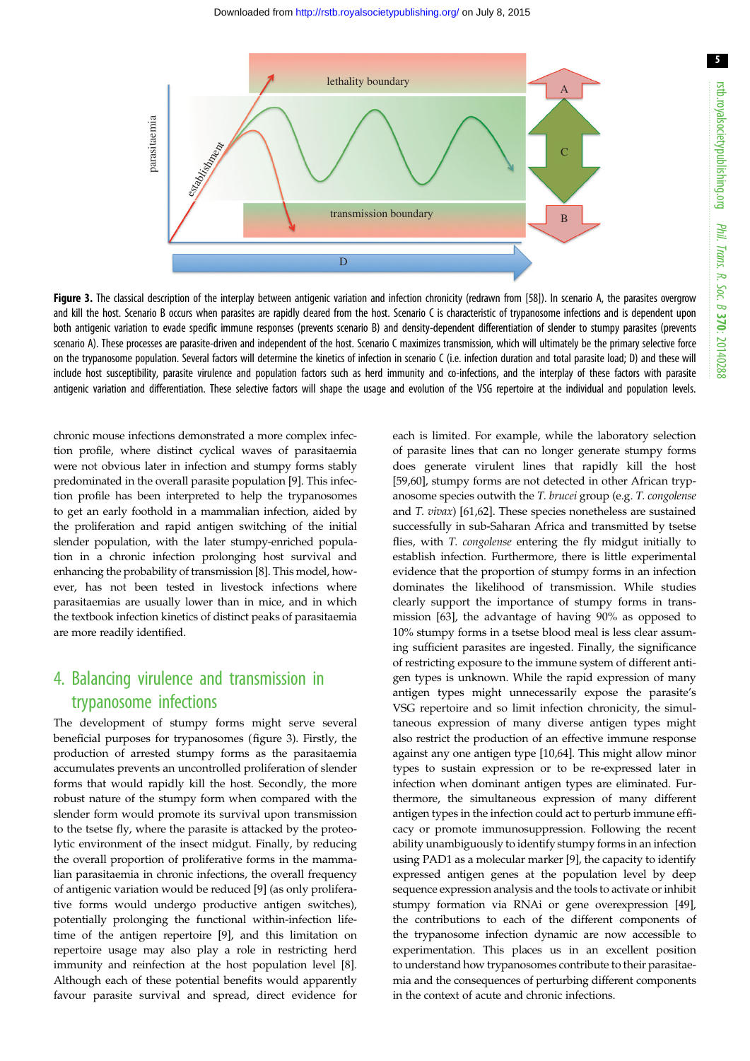lethality boundary

A

C

establishment

transmission boundary

B

D

parasitaemia

**Figure 3.** The classical description of the interplay between antigenic variation and infection chronicity (redrawn from [58]). In scenario A, the parasites overgrow and kill the host. Scenario B occurs when parasites are rapidly cleared from the host. Scenario C is characteristic of trypanosome infections and is dependent upon both antigenic variation to evade specific immune responses (prevents scenario B) and density-dependent differentiation of slender to stumpy parasites (prevents scenario A). These processes are parasite-driven and independent of the host. Scenario C maximizes transmission, which will ultimately be the primary selective force on the trypanosome population. Several factors will determine the kinetics of infection in scenario C (i.e. infection duration and total parasite load; D) and these will include host susceptibility, parasite virulence and population factors such as herd immunity and co-infections, and the interplay of these factors with parasite antigenic variation and differentiation. These selective factors will shape the usage and evolution of the VSG repertoire at the individual and population levels.

chronic mouse infections demonstrated a more complex infection profile, where distinct cyclical waves of parasitaemia were not obvious later in infection and stumpy forms stably predominated in the overall parasite population [9]. This infection profile has been interpreted to help the trypanosomes to get an early foothold in a mammalian infection, aided by the proliferation and rapid antigen switching of the initial slender population, with the later stumpy-enriched population in a chronic infection prolonging host survival and enhancing the probability of transmission [8]. This model, however, has not been tested in livestock infections where parasitaemias are usually lower than in mice, and in which the textbook infection kinetics of distinct peaks of parasitaemia are more readily identified.

## 4. Balancing virulence and transmission in trypanosome infections

The development of stumpy forms might serve several beneficial purposes for trypanosomes (figure 3). Firstly, the production of arrested stumpy forms as the parasitaemia accumulates prevents an uncontrolled proliferation of slender forms that would rapidly kill the host. Secondly, the more robust nature of the stumpy form when compared with the slender form would promote its survival upon transmission to the tsetse fly, where the parasite is attacked by the proteolytic environment of the insect midgut. Finally, by reducing the overall proportion of proliferative forms in the mammalian parasitaemia in chronic infections, the overall frequency of antigenic variation would be reduced [9] (as only proliferative forms would undergo productive antigen switches), potentially prolonging the functional within-infection lifetime of the antigen repertoire [9], and this limitation on repertoire usage may also play a role in restricting herd immunity and reinfection at the host population level [8]. Although each of these potential benefits would apparently favour parasite survival and spread, direct evidence for each is limited. For example, while the laboratory selection of parasite lines that can no longer generate stumpy forms does generate virulent lines that rapidly kill the host [59,60], stumpy forms are not detected in other African trypanosome species outwith the *T. brucei* group (e.g. *T. congolense* and *T. vivax*) [61,62]. These species nonetheless are sustained successfully in sub-Saharan Africa and transmitted by tsetse flies, with *T. congolense* entering the fly midgut initially to establish infection. Furthermore, there is little experimental evidence that the proportion of stumpy forms in an infection dominates the likelihood of transmission. While studies clearly support the importance of stumpy forms in transmission [63], the advantage of having 90% as opposed to 10% stumpy forms in a tsetse blood meal is less clear assuming sufficient parasites are ingested. Finally, the significance of restricting exposure to the immune system of different antigen types is unknown. While the rapid expression of many antigen types might unnecessarily expose the parasite's VSG repertoire and so limit infection chronicity, the simultaneous expression of many diverse antigen types might also restrict the production of an effective immune response against any one antigen type [10,64]. This might allow minor types to sustain expression or to be re-expressed later in infection when dominant antigen types are eliminated. Furthermore, the simultaneous expression of many different antigen types in the infection could act to perturb immune efficacy or promote immunosuppression. Following the recent ability unambiguously to identify stumpy forms in an infection using PAD1 as a molecular marker [9], the capacity to identify expressed antigen genes at the population level by deep sequence expression analysis and the tools to activate or inhibit stumpy formation via RNAi or gene overexpression [49], the contributions to each of the different components of the trypanosome infection dynamic are now accessible to experimentation. This places us in an excellent position to understand how trypanosomes contribute to their parasitaemia and the consequences of perturbing different components in the context of acute and chronic infections.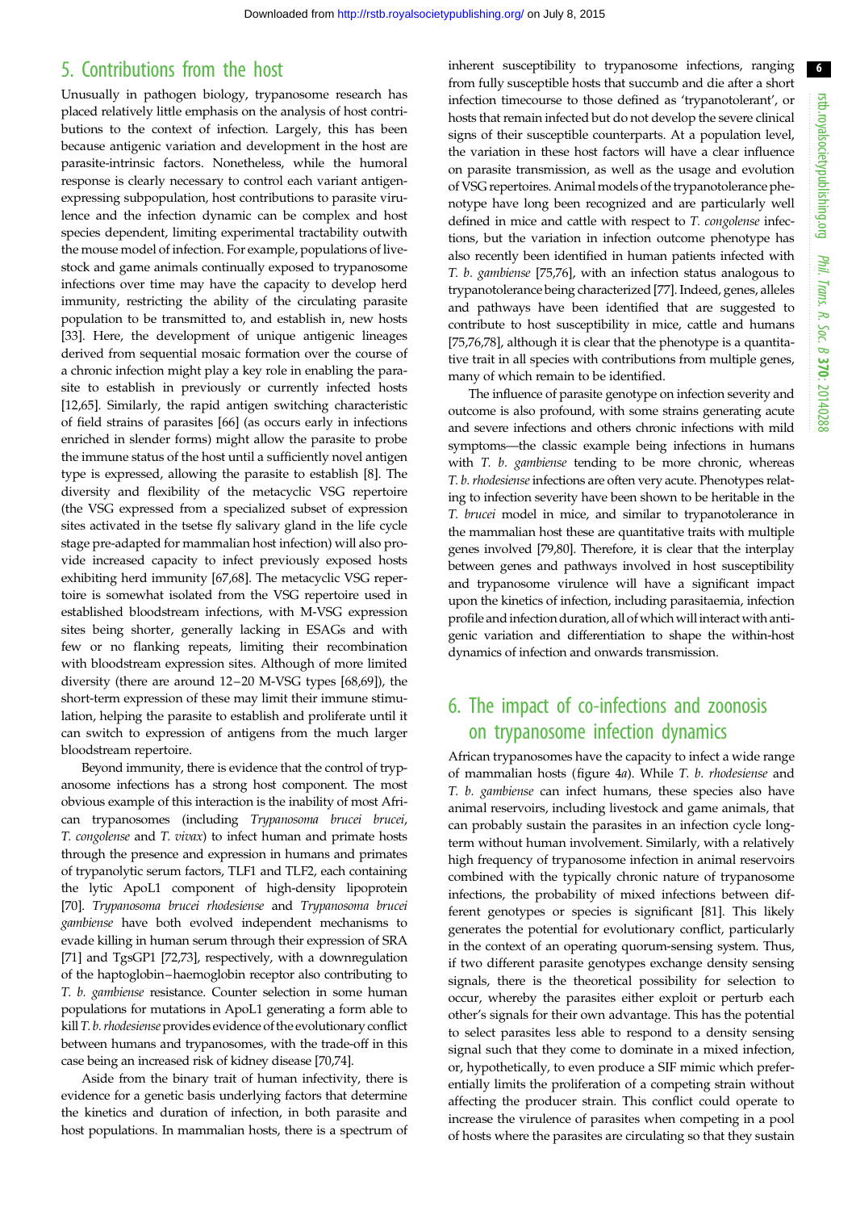## 5. Contributions from the host

Unusually in pathogen biology, trypanosome research has placed relatively little emphasis on the analysis of host contributions to the context of infection. Largely, this has been because antigenic variation and development in the host are parasite-intrinsic factors. Nonetheless, while the humoral response is clearly necessary to control each variant antigen-expressing subpopulation, host contributions to parasite virulence and the infection dynamic can be complex and host species dependent, limiting experimental tractability outwith the mouse model of infection. For example, populations of livestock and game animals continually exposed to trypanosome infections over time may have the capacity to develop herd immunity, restricting the ability of the circulating parasite population to be transmitted to, and establish in, new hosts [33]. Here, the development of unique antigenic lineages derived from sequential mosaic formation over the course of a chronic infection might play a key role in enabling the parasite to establish in previously or currently infected hosts [12,65]. Similarly, the rapid antigen switching characteristic of field strains of parasites [66] (as occurs early in infections enriched in slender forms) might allow the parasite to probe the immune status of the host until a sufficiently novel antigen type is expressed, allowing the parasite to establish [8]. The diversity and flexibility of the metacyclic VSG repertoire (the VSG expressed from a specialized subset of expression sites activated in the tsetse fly salivary gland in the life cycle stage pre-adapted for mammalian host infection) will also provide increased capacity to infect previously exposed hosts exhibiting herd immunity [67,68]. The metacyclic VSG repertoire is somewhat isolated from the VSG repertoire used in established bloodstream infections, with M-VSG expression sites being shorter, generally lacking in ESAGs and with few or no flanking repeats, limiting their recombination with bloodstream expression sites. Although of more limited diversity (there are around 12–20 M-VSG types [68,69]), the short-term expression of these may limit their immune stimulation, helping the parasite to establish and proliferate until it can switch to expression of antigens from the much larger bloodstream repertoire.

Beyond immunity, there is evidence that the control of trypanosome infections has a strong host component. The most obvious example of this interaction is the inability of most African trypanosomes (including *Trypanosoma brucei brucei*, *T. congolense* and *T. vivax*) to infect human and primate hosts through the presence and expression in humans and primates of trypanolytic serum factors, TLF1 and TLF2, each containing the lytic ApoL1 component of high-density lipoprotein [70]. *Trypanosoma brucei rhodesiense* and *Trypanosoma brucei gambiense* have both evolved independent mechanisms to evade killing in human serum through their expression of SRA [71] and TgsGP1 [72,73], respectively, with a downregulation of the haptoglobin–haemoglobin receptor also contributing to *T. b. gambiense* resistance. Counter selection in some human populations for mutations in ApoL1 generating a form able to kill *T. b. rhodesiense* provides evidence of the evolutionary conflict between humans and trypanosomes, with the trade-off in this case being an increased risk of kidney disease [70,74].

Aside from the binary trait of human infectivity, there is evidence for a genetic basis underlying factors that determine the kinetics and duration of infection, in both parasite and host populations. In mammalian hosts, there is a spectrum of inherent susceptibility to trypanosome infections, ranging from fully susceptible hosts that succumb and die after a short infection timecourse to those defined as 'trypanotolerant', or hosts that remain infected but do not develop the severe clinical signs of their susceptible counterparts. At a population level, the variation in these host factors will have a clear influence on parasite transmission, as well as the usage and evolution of VSG repertoires. Animal models of the trypanotolerance phenotype have long been recognized and are particularly well defined in mice and cattle with respect to *T. congolense* infections, but the variation in infection outcome phenotype has also recently been identified in human patients infected with *T. b. gambiense* [75,76], with an infection status analogous to trypanotolerance being characterized [77]. Indeed, genes, alleles and pathways have been identified that are suggested to contribute to host susceptibility in mice, cattle and humans [75,76,78], although it is clear that the phenotype is a quantitative trait in all species with contributions from multiple genes, many of which remain to be identified.

The influence of parasite genotype on infection severity and outcome is also profound, with some strains generating acute and severe infections and others chronic infections with mild symptoms—the classic example being infections in humans with *T. b. gambiense* tending to be more chronic, whereas *T. b. rhodesiense* infections are often very acute. Phenotypes relating to infection severity have been shown to be heritable in the *T. brucei* model in mice, and similar to trypanotolerance in the mammalian host these are quantitative traits with multiple genes involved [79,80]. Therefore, it is clear that the interplay between genes and pathways involved in host susceptibility and trypanosome virulence will have a significant impact upon the kinetics of infection, including parasitaemia, infection profile and infection duration, all of which will interact with antigenic variation and differentiation to shape the within-host dynamics of infection and onwards transmission.

## 6. The impact of co-infections and zoonosis on trypanosome infection dynamics

African trypanosomes have the capacity to infect a wide range of mammalian hosts (figure 4*a*). While *T. b. rhodesiense* and *T. b. gambiense* can infect humans, these species also have animal reservoirs, including livestock and game animals, that can probably sustain the parasites in an infection cycle long-term without human involvement. Similarly, with a relatively high frequency of trypanosome infection in animal reservoirs combined with the typically chronic nature of trypanosome infections, the probability of mixed infections between different genotypes or species is significant [81]. This likely generates the potential for evolutionary conflict, particularly in the context of an operating quorum-sensing system. Thus, if two different parasite genotypes exchange density sensing signals, there is the theoretical possibility for selection to occur, whereby the parasites either exploit or perturb each other's signals for their own advantage. This has the potential to select parasites less able to respond to a density sensing signal such that they come to dominate in a mixed infection, or, hypothetically, to even produce a SIF mimic which preferentially limits the proliferation of a competing strain without affecting the producer strain. This conflict could operate to increase the virulence of parasites when competing in a pool of hosts where the parasites are circulating so that they sustain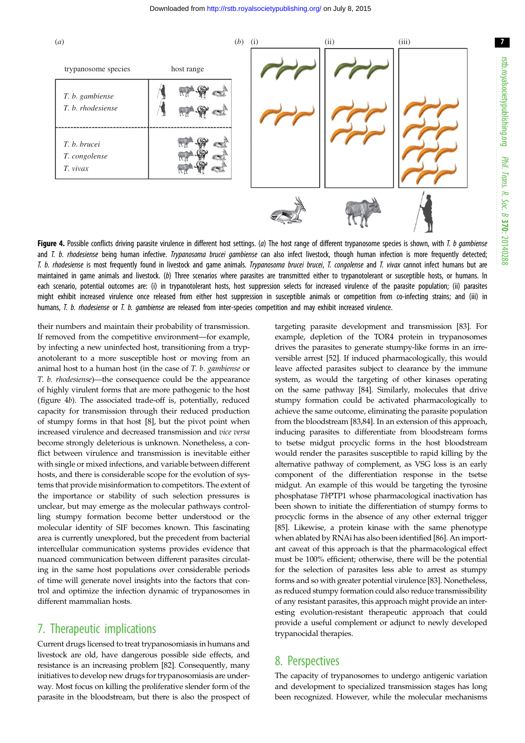(a)

trypanosome species

host range

T. b. gambiense
T. b. rhodesiense

T. b. brucei
T. congolense
T. vivax

(b) (i) (ii) (iii)

**Figure 4.** Possible conflicts driving parasite virulence in different host settings. (*a*) The host range of different trypanosome species is shown, with *T. b gambiense* and *T. b. rhodesiense* being human infective. *Trypanosoma brucei gambiense* can also infect livestock, though human infection is more frequently detected; *T. b. rhodesiense* is most frequently found in livestock and game animals. *Trypanosoma brucei brucei*, *T. congolense* and *T. vivax* cannot infect humans but are maintained in game animals and livestock. (*b*) Three scenarios where parasites are transmitted either to trypanotolerant or susceptible hosts, or humans. In each scenario, potential outcomes are: (i) in trypanotolerant hosts, host suppression selects for increased virulence of the parasite population; (ii) parasites might exhibit increased virulence once released from either host suppression in susceptible animals or competition from co-infecting strains; and (iii) in humans, *T. b. rhodesiense* or *T. b. gambiense* are released from inter-species competition and may exhibit increased virulence.

their numbers and maintain their probability of transmission. If removed from the competitive environment—for example, by infecting a new uninfected host, transitioning from a trypanotolerant to a more susceptible host or moving from an animal host to a human host (in the case of *T. b. gambiense* or *T. b. rhodesiense*)—the consequence could be the appearance of highly virulent forms that are more pathogenic to the host (figure 4*b*). The associated trade-off is, potentially, reduced capacity for transmission through their reduced production of stumpy forms in that host [8], but the pivot point when increased virulence and decreased transmission and *vice versa* become strongly deleterious is unknown. Nonetheless, a conflict between virulence and transmission is inevitable either with single or mixed infections, and variable between different hosts, and there is considerable scope for the evolution of systems that provide misinformation to competitors. The extent of the importance or stability of such selection pressures is unclear, but may emerge as the molecular pathways controlling stumpy formation become better understood or the molecular identity of SIF becomes known. This fascinating area is currently unexplored, but the precedent from bacterial intercellular communication systems provides evidence that nuanced communication between different parasites circulating in the same host populations over considerable periods of time will generate novel insights into the factors that control and optimize the infection dynamic of trypanosomes in different mammalian hosts.

## 7. Therapeutic implications

Current drugs licensed to treat trypanosomiasis in humans and livestock are old, have dangerous possible side effects, and resistance is an increasing problem [82]. Consequently, many initiatives to develop new drugs for trypanosomiasis are underway. Most focus on killing the proliferative slender form of the parasite in the bloodstream, but there is also the prospect of targeting parasite development and transmission [83]. For example, depletion of the TOR4 protein in trypanosomes drives the parasites to generate stumpy-like forms in an irreversible arrest [52]. If induced pharmacologically, this would leave affected parasites subject to clearance by the immune system, as would the targeting of other kinases operating on the same pathway [84]. Similarly, molecules that drive stumpy formation could be activated pharmacologically to achieve the same outcome, eliminating the parasite population from the bloodstream [83,84]. In an extension of this approach, inducing parasites to differentiate from bloodstream forms to tsetse midgut procyclic forms in the host bloodstream would render the parasites susceptible to rapid killing by the alternative pathway of complement, as VSG loss is an early component of the differentiation response in the tsetse midgut. An example of this would be targeting the tyrosine phosphatase *Tb*PTP1 whose pharmacological inactivation has been shown to initiate the differentiation of stumpy forms to procyclic forms in the absence of any other external trigger [85]. Likewise, a protein kinase with the same phenotype when ablated by RNAi has also been identified [86]. An important caveat of this approach is that the pharmacological effect must be 100% efficient; otherwise, there will be the potential for the selection of parasites less able to arrest as stumpy forms and so with greater potential virulence [83]. Nonetheless, as reduced stumpy formation could also reduce transmissibility of any resistant parasites, this approach might provide an interesting evolution-resistant therapeutic approach that could provide a useful complement or adjunct to newly developed trypanocidal therapies.

## 8. Perspectives

The capacity of trypanosomes to undergo antigenic variation and development to specialized transmission stages has long been recognized. However, while the molecular mechanisms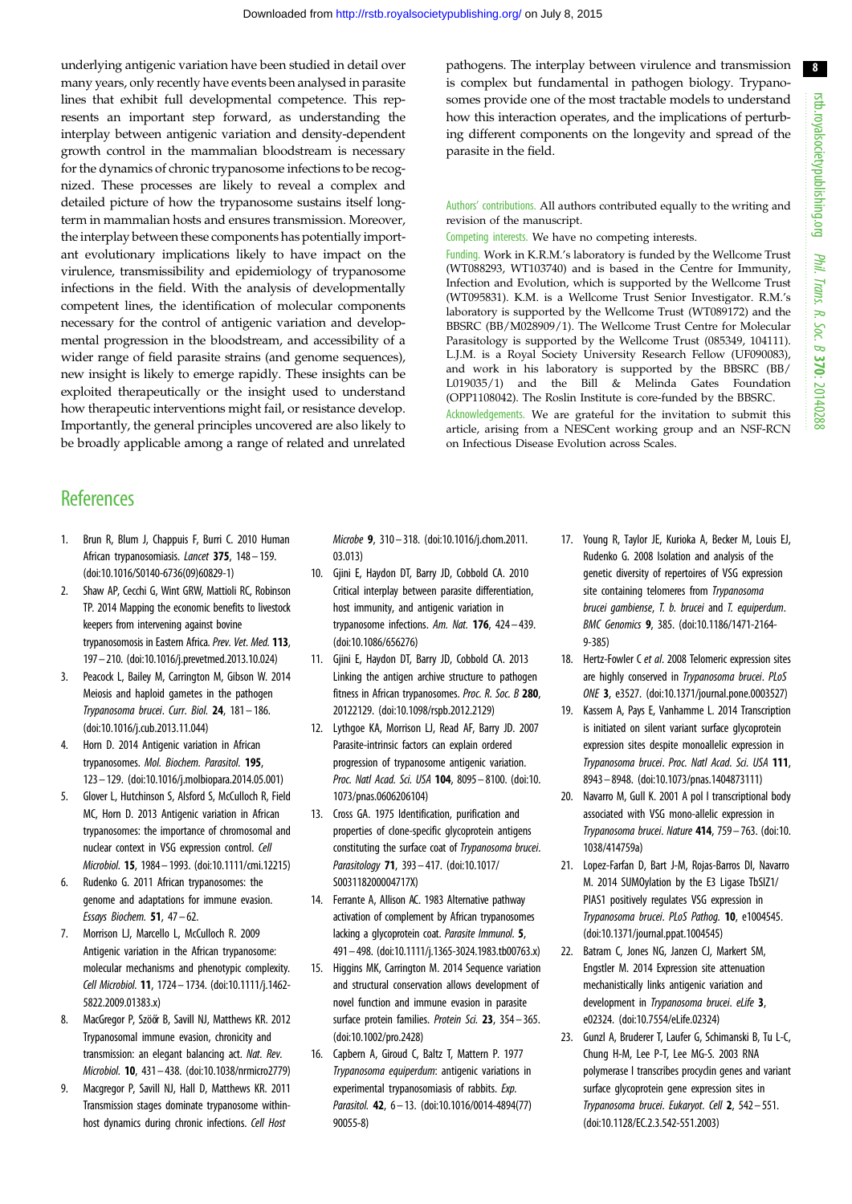underlying antigenic variation have been studied in detail over many years, only recently have events been analysed in parasite lines that exhibit full developmental competence. This represents an important step forward, as understanding the interplay between antigenic variation and density-dependent growth control in the mammalian bloodstream is necessary for the dynamics of chronic trypanosome infections to be recognized. These processes are likely to reveal a complex and detailed picture of how the trypanosome sustains itself long-term in mammalian hosts and ensures transmission. Moreover, the interplay between these components has potentially important evolutionary implications likely to have impact on the virulence, transmissibility and epidemiology of trypanosome infections in the field. With the analysis of developmentally competent lines, the identification of molecular components necessary for the control of antigenic variation and developmental progression in the bloodstream, and accessibility of a wider range of field parasite strains (and genome sequences), new insight is likely to emerge rapidly. These insights can be exploited therapeutically or the insight used to understand how therapeutic interventions might fail, or resistance develop. Importantly, the general principles uncovered are also likely to be broadly applicable among a range of related and unrelated pathogens. The interplay between virulence and transmission is complex but fundamental in pathogen biology. Trypanosomes provide one of the most tractable models to understand how this interaction operates, and the implications of perturbing different components on the longevity and spread of the parasite in the field.

Authors' contributions. All authors contributed equally to the writing and revision of the manuscript.

Competing interests. We have no competing interests.

Funding. Work in K.R.M.'s laboratory is funded by the Wellcome Trust (WT088293, WT103740) and is based in the Centre for Immunity, Infection and Evolution, which is supported by the Wellcome Trust (WT095831). K.M. is a Wellcome Trust Senior Investigator. R.M.'s laboratory is supported by the Wellcome Trust (WT089172) and the BBSRC (BB/M028909/1). The Wellcome Trust Centre for Molecular Parasitology is supported by the Wellcome Trust (085349, 104111). L.J.M. is a Royal Society University Research Fellow (UF090083), and work in his laboratory is supported by the BBSRC (BB/L019035/1) and the Bill & Melinda Gates Foundation (OPP1108042). The Roslin Institute is core-funded by the BBSRC.

Acknowledgements. We are grateful for the invitation to submit this article, arising from a NESCent working group and an NSF-RCN on Infectious Disease Evolution across Scales.

## References

1. Brun R, Blum J, Chappuis F, Burri C. 2010 Human African trypanosomiasis. *Lancet* **375**, 148–159. (doi:10.1016/S0140-6736(09)60829-1)
2. Shaw AP, Cecchi G, Wint GRW, Mattioli RC, Robinson TP. 2014 Mapping the economic benefits to livestock keepers from intervening against bovine trypanosomosis in Eastern Africa. *Prev. Vet. Med.* **113**, 197–210. (doi:10.1016/j.prevetmed.2013.10.024)
3. Peacock L, Bailey M, Carrington M, Gibson W. 2014 Meiosis and haploid gametes in the pathogen *Trypanosoma brucei*. *Curr. Biol.* **24**, 181–186. (doi:10.1016/j.cub.2013.11.044)
4. Horn D. 2014 Antigenic variation in African trypanosomes. *Mol. Biochem. Parasitol.* **195**, 123–129. (doi:10.1016/j.molbiopara.2014.05.001)
5. Glover L, Hutchinson S, Alsford S, McCulloch R, Field MC, Horn D. 2013 Antigenic variation in African trypanosomes: the importance of chromosomal and nuclear context in VSG expression control. *Cell Microbiol.* **15**, 1984–1993. (doi:10.1111/cmi.12215)
6. Rudenko G. 2011 African trypanosomes: the genome and adaptations for immune evasion. *Essays Biochem.* **51**, 47–62.
7. Morrison LJ, Marcello L, McCulloch R. 2009 Antigenic variation in the African trypanosome: molecular mechanisms and phenotypic complexity. *Cell Microbiol.* **11**, 1724–1734. (doi:10.1111/j.1462-5822.2009.01383.x)
8. MacGregor P, Szöőr B, Savill NJ, Matthews KR. 2012 Trypanosomal immune evasion, chronicity and transmission: an elegant balancing act. *Nat. Rev. Microbiol.* **10**, 431–438. (doi:10.1038/nrmicro2779)
9. Macgregor P, Savill NJ, Hall D, Matthews KR. 2011 Transmission stages dominate trypanosome within-host dynamics during chronic infections. *Cell Host Microbe* **9**, 310–318. (doi:10.1016/j.chom.2011.03.013)
10. Gjini E, Haydon DT, Barry JD, Cobbold CA. 2010 Critical interplay between parasite differentiation, host immunity, and antigenic variation in trypanosome infections. *Am. Nat.* **176**, 424–439. (doi:10.1086/656276)
11. Gjini E, Haydon DT, Barry JD, Cobbold CA. 2013 Linking the antigen archive structure to pathogen fitness in African trypanosomes. *Proc. R. Soc. B* **280**, 20122129. (doi:10.1098/rspb.2012.2129)
12. Lythgoe KA, Morrison LJ, Read AF, Barry JD. 2007 Parasite-intrinsic factors can explain ordered progression of trypanosome antigenic variation. *Proc. Natl Acad. Sci. USA* **104**, 8095–8100. (doi:10.1073/pnas.0606206104)
13. Cross GA. 1975 Identification, purification and properties of clone-specific glycoprotein antigens constituting the surface coat of *Trypanosoma brucei*. *Parasitology* **71**, 393–417. (doi:10.1017/S003118200004717X)
14. Ferrante A, Allison AC. 1983 Alternative pathway activation of complement by African trypanosomes lacking a glycoprotein coat. *Parasite Immunol.* **5**, 491–498. (doi:10.1111/j.1365-3024.1983.tb00763.x)
15. Higgins MK, Carrington M. 2014 Sequence variation and structural conservation allows development of novel function and immune evasion in parasite surface protein families. *Protein Sci.* **23**, 354–365. (doi:10.1002/pro.2428)
16. Capbern A, Giroud C, Baltz T, Mattern P. 1977 *Trypanosoma equiperdum*: antigenic variations in experimental trypanosomiasis of rabbits. *Exp. Parasitol.* **42**, 6–13. (doi:10.1016/0014-4894(77)90055-8)
17. Young R, Taylor JE, Kurioka A, Becker M, Louis EJ, Rudenko G. 2008 Isolation and analysis of the genetic diversity of repertoires of VSG expression site containing telomeres from *Trypanosoma brucei gambiense*, *T. b. brucei* and *T. equiperdum*. *BMC Genomics* **9**, 385. (doi:10.1186/1471-2164-9-385)
18. Hertz-Fowler C *et al.* 2008 Telomeric expression sites are highly conserved in *Trypanosoma brucei*. *PLoS ONE* **3**, e3527. (doi:10.1371/journal.pone.0003527)
19. Kassem A, Pays E, Vanhamme L. 2014 Transcription is initiated on silent variant surface glycoprotein expression sites despite monoallelic expression in *Trypanosoma brucei*. *Proc. Natl Acad. Sci. USA* **111**, 8943–8948. (doi:10.1073/pnas.1404873111)
20. Navarro M, Gull K. 2001 A pol I transcriptional body associated with VSG mono-allelic expression in *Trypanosoma brucei*. *Nature* **414**, 759–763. (doi:10.1038/414759a)
21. Lopez-Farfan D, Bart J-M, Rojas-Barros DI, Navarro M. 2014 SUMOylation by the E3 Ligase TbSIZ1/PIAS1 positively regulates VSG expression in *Trypanosoma brucei*. *PLoS Pathog.* **10**, e1004545. (doi:10.1371/journal.ppat.1004545)
22. Batram C, Jones NG, Janzen CJ, Markert SM, Engstler M. 2014 Expression site attenuation mechanistically links antigenic variation and development in *Trypanosoma brucei*. *eLife* **3**, e02324. (doi:10.7554/eLife.02324)
23. Gunzl A, Bruderer T, Laufer G, Schimanski B, Tu L-C, Chung H-M, Lee P-T, Lee MG-S. 2003 RNA polymerase I transcribes procyclin genes and variant surface glycoprotein gene expression sites in *Trypanosoma brucei*. *Eukaryot. Cell* **2**, 542–551. (doi:10.1128/EC.2.3.542-551.2003)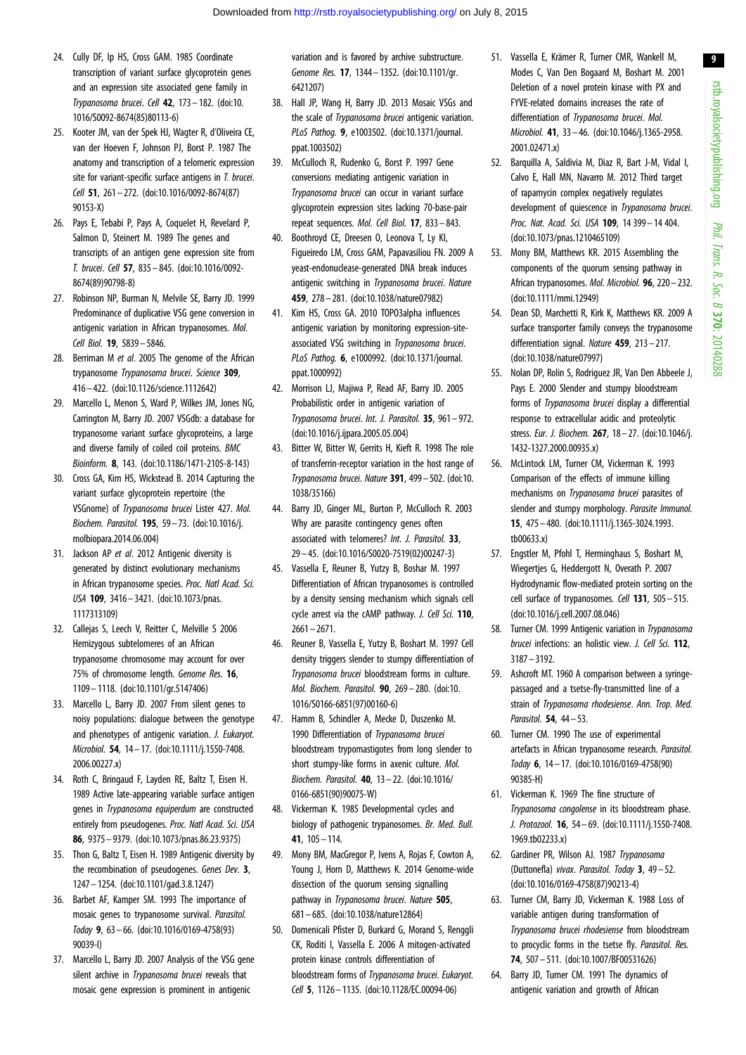24. Cully DF, Ip HS, Cross GAM. 1985 Coordinate transcription of variant surface glycoprotein genes and an expression site associated gene family in *Trypanosoma brucei*. *Cell* **42**, 173–182. (doi:10.1016/S0092-8674(85)80113-6)

25. Kooter JM, van der Spek HJ, Wagter R, d'Oliveira CE, van der Hoeven F, Johnson PJ, Borst P. 1987 The anatomy and transcription of a telomeric expression site for variant-specific surface antigens in *T. brucei*. *Cell* **51**, 261–272. (doi:10.1016/0092-8674(87)90153-X)

26. Pays E, Tebabi P, Pays A, Coquelet H, Revelard P, Salmon D, Steinert M. 1989 The genes and transcripts of an antigen gene expression site from *T. brucei*. *Cell* **57**, 835–845. (doi:10.1016/0092-8674(89)90798-8)

27. Robinson NP, Burman N, Melville SE, Barry JD. 1999 Predominance of duplicative VSG gene conversion in antigenic variation in African trypanosomes. *Mol. Cell Biol.* **19**, 5839–5846.

28. Berriman M *et al*. 2005 The genome of the African trypanosome *Trypanosoma brucei*. *Science* **309**, 416–422. (doi:10.1126/science.1112642)

29. Marcello L, Menon S, Ward P, Wilkes JM, Jones NG, Carrington M, Barry JD. 2007 VSGdb: a database for trypanosome variant surface glycoproteins, a large and diverse family of coiled coil proteins. *BMC Bioinform.* **8**, 143. (doi:10.1186/1471-2105-8-143)

30. Cross GA, Kim HS, Wickstead B. 2014 Capturing the variant surface glycoprotein repertoire (the VSGnome) of *Trypanosoma brucei* Lister 427. *Mol. Biochem. Parasitol.* **195**, 59–73. (doi:10.1016/j.molbiopara.2014.06.004)

31. Jackson AP *et al*. 2012 Antigenic diversity is generated by distinct evolutionary mechanisms in African trypanosome species. *Proc. Natl Acad. Sci. USA* **109**, 3416–3421. (doi:10.1073/pnas.1117313109)

32. Callejas S, Leech V, Reitter C, Melville S 2006 Hemizygous subtelomeres of an African trypanosome chromosome may account for over 75% of chromosome length. *Genome Res.* **16**, 1109–1118. (doi:10.1101/gr.5147406)

33. Marcello L, Barry JD. 2007 From silent genes to noisy populations: dialogue between the genotype and phenotypes of antigenic variation. *J. Eukaryot. Microbiol.* **54**, 14–17. (doi:10.1111/j.1550-7408.2006.00227.x)

34. Roth C, Bringaud F, Layden RE, Baltz T, Eisen H. 1989 Active late-appearing variable surface antigen genes in *Trypanosoma equiperdum* are constructed entirely from pseudogenes. *Proc. Natl Acad. Sci. USA* **86**, 9375–9379. (doi:10.1073/pnas.86.23.9375)

35. Thon G, Baltz T, Eisen H. 1989 Antigenic diversity by the recombination of pseudogenes. *Genes Dev.* **3**, 1247–1254. (doi:10.1101/gad.3.8.1247)

36. Barbet AF, Kamper SM. 1993 The importance of mosaic genes to trypanosome survival. *Parasitol. Today* **9**, 63–66. (doi:10.1016/0169-4758(93)90039-I)

37. Marcello L, Barry JD. 2007 Analysis of the VSG gene silent archive in *Trypanosoma brucei* reveals that mosaic gene expression is prominent in antigenic variation and is favored by archive substructure. *Genome Res.* **17**, 1344–1352. (doi:10.1101/gr.6421207)

38. Hall JP, Wang H, Barry JD. 2013 Mosaic VSGs and the scale of *Trypanosoma brucei* antigenic variation. *PLoS Pathog.* **9**, e1003502. (doi:10.1371/journal.ppat.1003502)

39. McCulloch R, Rudenko G, Borst P. 1997 Gene conversions mediating antigenic variation in *Trypanosoma brucei* can occur in variant surface glycoprotein expression sites lacking 70-base-pair repeat sequences. *Mol. Cell Biol.* **17**, 833–843.

40. Boothroyd CE, Dreesen O, Leonova T, Ly KI, Figueiredo LM, Cross GAM, Papavasiliou FN. 2009 A yeast-endonuclease-generated DNA break induces antigenic switching in *Trypanosoma brucei*. *Nature* **459**, 278–281. (doi:10.1038/nature07982)

41. Kim HS, Cross GA. 2010 TOPO3alpha influences antigenic variation by monitoring expression-site-associated VSG switching in *Trypanosoma brucei*. *PLoS Pathog.* **6**, e1000992. (doi:10.1371/journal.ppat.1000992)

42. Morrison LJ, Majiwa P, Read AF, Barry JD. 2005 Probabilistic order in antigenic variation of *Trypanosoma brucei*. *Int. J. Parasitol.* **35**, 961–972. (doi:10.1016/j.ijpara.2005.05.004)

43. Bitter W, Bitter W, Gerrits H, Kieft R. 1998 The role of transferrin-receptor variation in the host range of *Trypanosoma brucei*. *Nature* **391**, 499–502. (doi:10.1038/35166)

44. Barry JD, Ginger ML, Burton P, McCulloch R. 2003 Why are parasite contingency genes often associated with telomeres? *Int. J. Parasitol.* **33**, 29–45. (doi:10.1016/S0020-7519(02)00247-3)

45. Vassella E, Reuner B, Yutzy B, Boshar M. 1997 Differentiation of African trypanosomes is controlled by a density sensing mechanism which signals cell cycle arrest via the cAMP pathway. *J. Cell Sci.* **110**, 2661–2671.

46. Reuner B, Vassella E, Yutzy B, Boshart M. 1997 Cell density triggers slender to stumpy differentiation of *Trypanosoma brucei* bloodstream forms in culture. *Mol. Biochem. Parasitol.* **90**, 269–280. (doi:10.1016/S0166-6851(97)00160-6)

47. Hamm B, Schindler A, Mecke D, Duszenko M. 1990 Differentiation of *Trypanosoma brucei* bloodstream trypomastigotes from long slender to short stumpy-like forms in axenic culture. *Mol. Biochem. Parasitol.* **40**, 13–22. (doi:10.1016/0166-6851(90)90075-W)

48. Vickerman K. 1985 Developmental cycles and biology of pathogenic trypanosomes. *Br. Med. Bull.* **41**, 105–114.

49. Mony BM, MacGregor P, Ivens A, Rojas F, Cowton A, Young J, Horn D, Matthews K. 2014 Genome-wide dissection of the quorum sensing signalling pathway in *Trypanosoma brucei*. *Nature* **505**, 681–685. (doi:10.1038/nature12864)

50. Domenicali Pfister D, Burkard G, Morand S, Renggli CK, Roditi I, Vassella E. 2006 A mitogen-activated protein kinase controls differentiation of bloodstream forms of *Trypanosoma brucei*. *Eukaryot. Cell* **5**, 1126–1135. (doi:10.1128/EC.00094-06)

51. Vassella E, Krämer R, Turner CMR, Wankell M, Modes C, Van Den Bogaard M, Boshart M. 2001 Deletion of a novel protein kinase with PX and FYVE-related domains increases the rate of differentiation of *Trypanosoma brucei*. *Mol. Microbiol.* **41**, 33–46. (doi:10.1046/j.1365-2958.2001.02471.x)

52. Barquilla A, Saldivia M, Diaz R, Bart J-M, Vidal I, Calvo E, Hall MN, Navarro M. 2012 Third target of rapamycin complex negatively regulates development of quiescence in *Trypanosoma brucei*. *Proc. Nat. Acad. Sci. USA* **109**, 14 399–14 404. (doi:10.1073/pnas.1210465109)

53. Mony BM, Matthews KR. 2015 Assembling the components of the quorum sensing pathway in African trypanosomes. *Mol. Microbiol.* **96**, 220–232. (doi:10.1111/mmi.12949)

54. Dean SD, Marchetti R, Kirk K, Matthews KR. 2009 A surface transporter family conveys the trypanosome differentiation signal. *Nature* **459**, 213–217. (doi:10.1038/nature07997)

55. Nolan DP, Rolin S, Rodriguez JR, Van Den Abbeele J, Pays E. 2000 Slender and stumpy bloodstream forms of *Trypanosoma brucei* display a differential response to extracellular acidic and proteolytic stress. *Eur. J. Biochem.* **267**, 18–27. (doi:10.1046/j.1432-1327.2000.00935.x)

56. McLintock LM, Turner CM, Vickerman K. 1993 Comparison of the effects of immune killing mechanisms on *Trypanosoma brucei* parasites of slender and stumpy morphology. *Parasite Immunol.* **15**, 475–480. (doi:10.1111/j.1365-3024.1993.tb00633.x)

57. Engstler M, Pfohl T, Herminghaus S, Boshart M, Wiegertjes G, Heddergott N, Overath P. 2007 Hydrodynamic flow-mediated protein sorting on the cell surface of trypanosomes. *Cell* **131**, 505–515. (doi:10.1016/j.cell.2007.08.046)

58. Turner CM. 1999 Antigenic variation in *Trypanosoma brucei* infections: an holistic view. *J. Cell Sci.* **112**, 3187–3192.

59. Ashcroft MT. 1960 A comparison between a syringe-passaged and a tsetse-fly-transmitted line of a strain of *Trypanosoma rhodesiense*. *Ann. Trop. Med. Parasitol.* **54**, 44–53.

60. Turner CM. 1990 The use of experimental artefacts in African trypanosome research. *Parasitol. Today* **6**, 14–17. (doi:10.1016/0169-4758(90)90385-H)

61. Vickerman K. 1969 The fine structure of *Trypanosoma congolense* in its bloodstream phase. *J. Protozool.* **16**, 54–69. (doi:10.1111/j.1550-7408.1969.tb02233.x)

62. Gardiner PR, Wilson AJ. 1987 *Trypanosoma* (Duttonefla) *vivax*. *Parasitol. Today* **3**, 49–52. (doi:10.1016/0169-4758(87)90213-4)

63. Turner CM, Barry JD, Vickerman K. 1988 Loss of variable antigen during transformation of *Trypanosoma brucei rhodesiense* from bloodstream to procyclic forms in the tsetse fly. *Parasitol. Res.* **74**, 507–511. (doi:10.1007/BF00531626)

64. Barry JD, Turner CM. 1991 The dynamics of antigenic variation and growth of African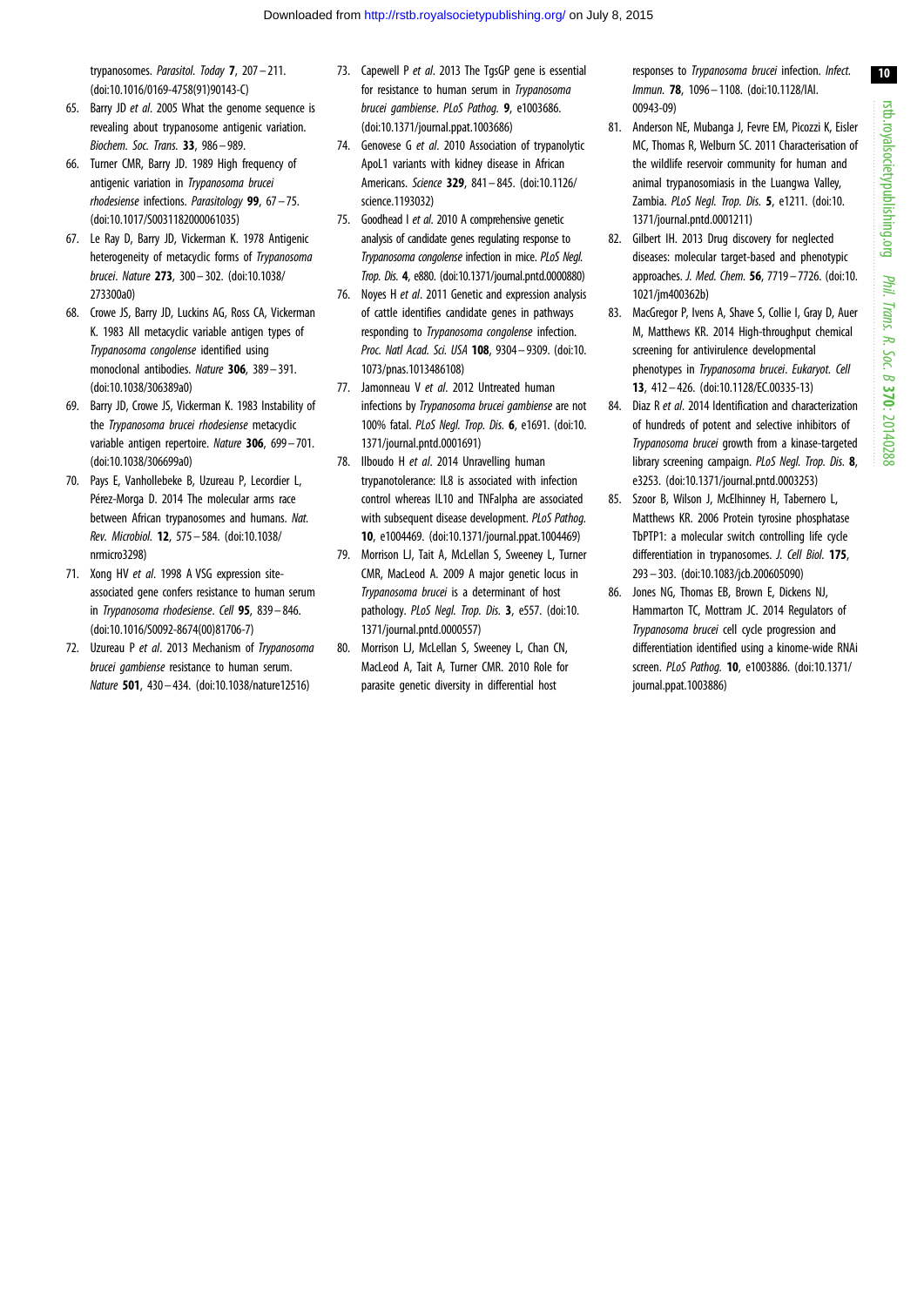trypanosomes. *Parasitol. Today* **7**, 207–211. (doi:10.1016/0169-4758(91)90143-C)

65. Barry JD *et al*. 2005 What the genome sequence is revealing about trypanosome antigenic variation. *Biochem. Soc. Trans.* **33**, 986–989.
66. Turner CMR, Barry JD. 1989 High frequency of antigenic variation in *Trypanosoma brucei rhodesiense* infections. *Parasitology* **99**, 67–75. (doi:10.1017/S0031182000061035)
67. Le Ray D, Barry JD, Vickerman K. 1978 Antigenic heterogeneity of metacyclic forms of *Trypanosoma brucei*. *Nature* **273**, 300–302. (doi:10.1038/273300a0)
68. Crowe JS, Barry JD, Luckins AG, Ross CA, Vickerman K. 1983 All metacyclic variable antigen types of *Trypanosoma congolense* identified using monoclonal antibodies. *Nature* **306**, 389–391. (doi:10.1038/306389a0)
69. Barry JD, Crowe JS, Vickerman K. 1983 Instability of the *Trypanosoma brucei rhodesiense* metacyclic variable antigen repertoire. *Nature* **306**, 699–701. (doi:10.1038/306699a0)
70. Pays E, Vanhollebeke B, Uzureau P, Lecordier L, Pérez-Morga D. 2014 The molecular arms race between African trypanosomes and humans. *Nat. Rev. Microbiol.* **12**, 575–584. (doi:10.1038/nrmicro3298)
71. Xong HV *et al*. 1998 A VSG expression site-associated gene confers resistance to human serum in *Trypanosoma rhodesiense*. *Cell* **95**, 839–846. (doi:10.1016/S0092-8674(00)81706-7)
72. Uzureau P *et al*. 2013 Mechanism of *Trypanosoma brucei gambiense* resistance to human serum. *Nature* **501**, 430–434. (doi:10.1038/nature12516)
73. Capewell P *et al*. 2013 The TgsGP gene is essential for resistance to human serum in *Trypanosoma brucei gambiense*. *PLoS Pathog.* **9**, e1003686. (doi:10.1371/journal.ppat.1003686)
74. Genovese G *et al*. 2010 Association of trypanolytic ApoL1 variants with kidney disease in African Americans. *Science* **329**, 841–845. (doi:10.1126/science.1193032)
75. Goodhead I *et al*. 2010 A comprehensive genetic analysis of candidate genes regulating response to *Trypanosoma congolense* infection in mice. *PLoS Negl. Trop. Dis.* **4**, e880. (doi:10.1371/journal.pntd.0000880)
76. Noyes H *et al*. 2011 Genetic and expression analysis of cattle identifies candidate genes in pathways responding to *Trypanosoma congolense* infection. *Proc. Natl Acad. Sci. USA* **108**, 9304–9309. (doi:10.1073/pnas.1013486108)
77. Jamonneau V *et al*. 2012 Untreated human infections by *Trypanosoma brucei gambiense* are not 100% fatal. *PLoS Negl. Trop. Dis.* **6**, e1691. (doi:10.1371/journal.pntd.0001691)
78. Ilboudo H *et al*. 2014 Unravelling human trypanotolerance: IL8 is associated with infection control whereas IL10 and TNFalpha are associated with subsequent disease development. *PLoS Pathog.* **10**, e1004469. (doi:10.1371/journal.ppat.1004469)
79. Morrison LJ, Tait A, McLellan S, Sweeney L, Turner CMR, MacLeod A. 2009 A major genetic locus in *Trypanosoma brucei* is a determinant of host pathology. *PLoS Negl. Trop. Dis.* **3**, e557. (doi:10.1371/journal.pntd.0000557)
80. Morrison LJ, McLellan S, Sweeney L, Chan CN, MacLeod A, Tait A, Turner CMR. 2010 Role for parasite genetic diversity in differential host responses to *Trypanosoma brucei* infection. *Infect. Immun.* **78**, 1096–1108. (doi:10.1128/IAI.00943-09)
81. Anderson NE, Mubanga J, Fevre EM, Picozzi K, Eisler MC, Thomas R, Welburn SC. 2011 Characterisation of the wildlife reservoir community for human and animal trypanosomiasis in the Luangwa Valley, Zambia. *PLoS Negl. Trop. Dis.* **5**, e1211. (doi:10.1371/journal.pntd.0001211)
82. Gilbert IH. 2013 Drug discovery for neglected diseases: molecular target-based and phenotypic approaches. *J. Med. Chem.* **56**, 7719–7726. (doi:10.1021/jm400362b)
83. MacGregor P, Ivens A, Shave S, Collie I, Gray D, Auer M, Matthews KR. 2014 High-throughput chemical screening for antivirulence developmental phenotypes in *Trypanosoma brucei*. *Eukaryot. Cell* **13**, 412–426. (doi:10.1128/EC.00335-13)
84. Diaz R *et al*. 2014 Identification and characterization of hundreds of potent and selective inhibitors of *Trypanosoma brucei* growth from a kinase-targeted library screening campaign. *PLoS Negl. Trop. Dis.* **8**, e3253. (doi:10.1371/journal.pntd.0003253)
85. Szoor B, Wilson J, McElhinney H, Tabernero L, Matthews KR. 2006 Protein tyrosine phosphatase TbPTP1: a molecular switch controlling life cycle differentiation in trypanosomes. *J. Cell Biol.* **175**, 293–303. (doi:10.1083/jcb.200605090)
86. Jones NG, Thomas EB, Brown E, Dickens NJ, Hammarton TC, Mottram JC. 2014 Regulators of *Trypanosoma brucei* cell cycle progression and differentiation identified using a kinome-wide RNAi screen. *PLoS Pathog.* **10**, e1003886. (doi:10.1371/journal.ppat.1003886)